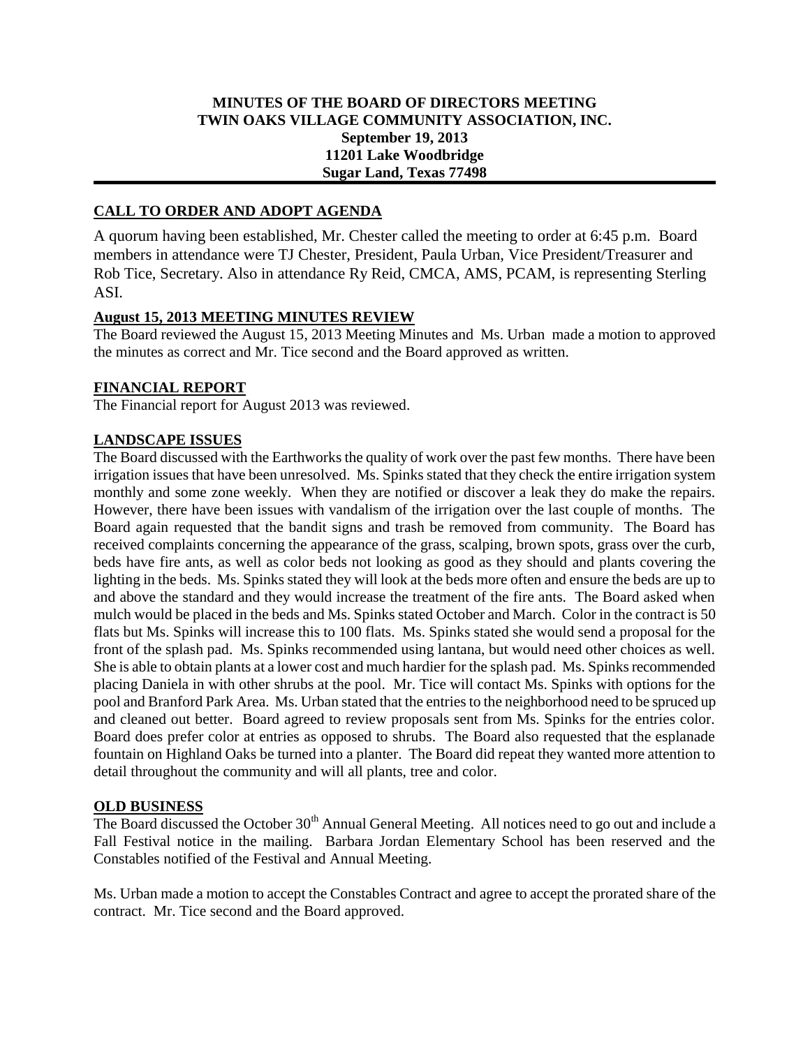**MINUTES OF THE BOARD OF DIRECTORS MEETING**
**TWIN OAKS VILLAGE COMMUNITY ASSOCIATION, INC.**
**September 19, 2013**
**11201 Lake Woodbridge**
**Sugar Land, Texas 77498**

---

## CALL TO ORDER AND ADOPT AGENDA

A quorum having been established, Mr. Chester called the meeting to order at 6:45 p.m. Board members in attendance were TJ Chester, President, Paula Urban, Vice President/Treasurer and Rob Tice, Secretary. Also in attendance Ry Reid, CMCA, AMS, PCAM, is representing Sterling ASI.

## August 15, 2013 MEETING MINUTES REVIEW

The Board reviewed the August 15, 2013 Meeting Minutes and Ms. Urban made a motion to approved the minutes as correct and Mr. Tice second and the Board approved as written.

## FINANCIAL REPORT

The Financial report for August 2013 was reviewed.

## LANDSCAPE ISSUES

The Board discussed with the Earthworks the quality of work over the past few months. There have been irrigation issues that have been unresolved. Ms. Spinks stated that they check the entire irrigation system monthly and some zone weekly. When they are notified or discover a leak they do make the repairs. However, there have been issues with vandalism of the irrigation over the last couple of months. The Board again requested that the bandit signs and trash be removed from community. The Board has received complaints concerning the appearance of the grass, scalping, brown spots, grass over the curb, beds have fire ants, as well as color beds not looking as good as they should and plants covering the lighting in the beds. Ms. Spinks stated they will look at the beds more often and ensure the beds are up to and above the standard and they would increase the treatment of the fire ants. The Board asked when mulch would be placed in the beds and Ms. Spinks stated October and March. Color in the contract is 50 flats but Ms. Spinks will increase this to 100 flats. Ms. Spinks stated she would send a proposal for the front of the splash pad. Ms. Spinks recommended using lantana, but would need other choices as well. She is able to obtain plants at a lower cost and much hardier for the splash pad. Ms. Spinks recommended placing Daniela in with other shrubs at the pool. Mr. Tice will contact Ms. Spinks with options for the pool and Branford Park Area. Ms. Urban stated that the entries to the neighborhood need to be spruced up and cleaned out better. Board agreed to review proposals sent from Ms. Spinks for the entries color. Board does prefer color at entries as opposed to shrubs. The Board also requested that the esplanade fountain on Highland Oaks be turned into a planter. The Board did repeat they wanted more attention to detail throughout the community and will all plants, tree and color.

## OLD BUSINESS

The Board discussed the October 30th Annual General Meeting. All notices need to go out and include a Fall Festival notice in the mailing. Barbara Jordan Elementary School has been reserved and the Constables notified of the Festival and Annual Meeting.

Ms. Urban made a motion to accept the Constables Contract and agree to accept the prorated share of the contract. Mr. Tice second and the Board approved.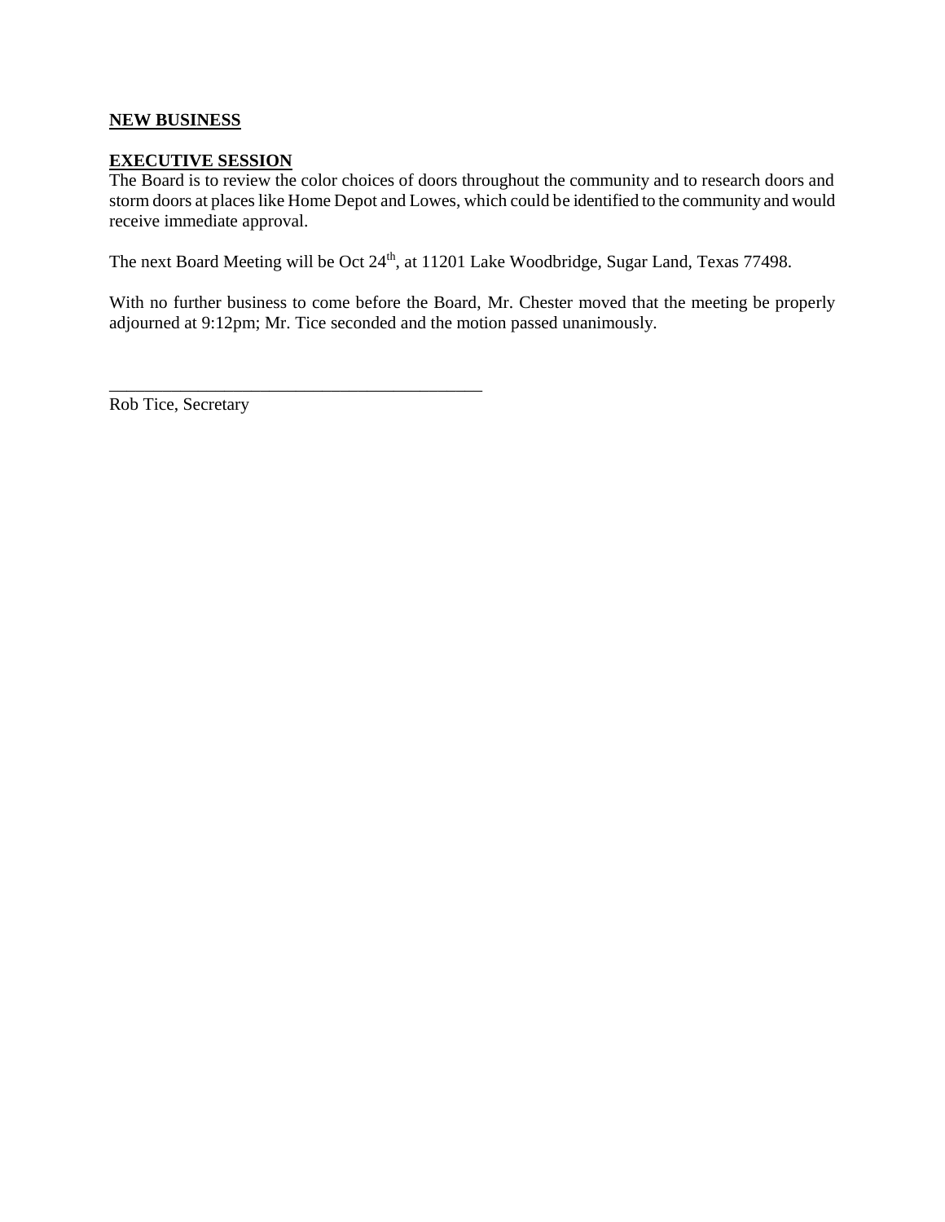**NEW BUSINESS**

**EXECUTIVE SESSION**

The Board is to review the color choices of doors throughout the community and to research doors and storm doors at places like Home Depot and Lowes, which could be identified to the community and would receive immediate approval.

The next Board Meeting will be Oct 24th, at 11201 Lake Woodbridge, Sugar Land, Texas 77498.

With no further business to come before the Board, Mr. Chester moved that the meeting be properly adjourned at 9:12pm; Mr. Tice seconded and the motion passed unanimously.

\_\_\_\_\_\_\_\_\_\_\_\_\_\_\_\_\_\_\_\_\_\_\_\_\_\_\_\_\_\_\_\_\_\_\_\_\_\_\_\_\_\_\_\_

Rob Tice, Secretary